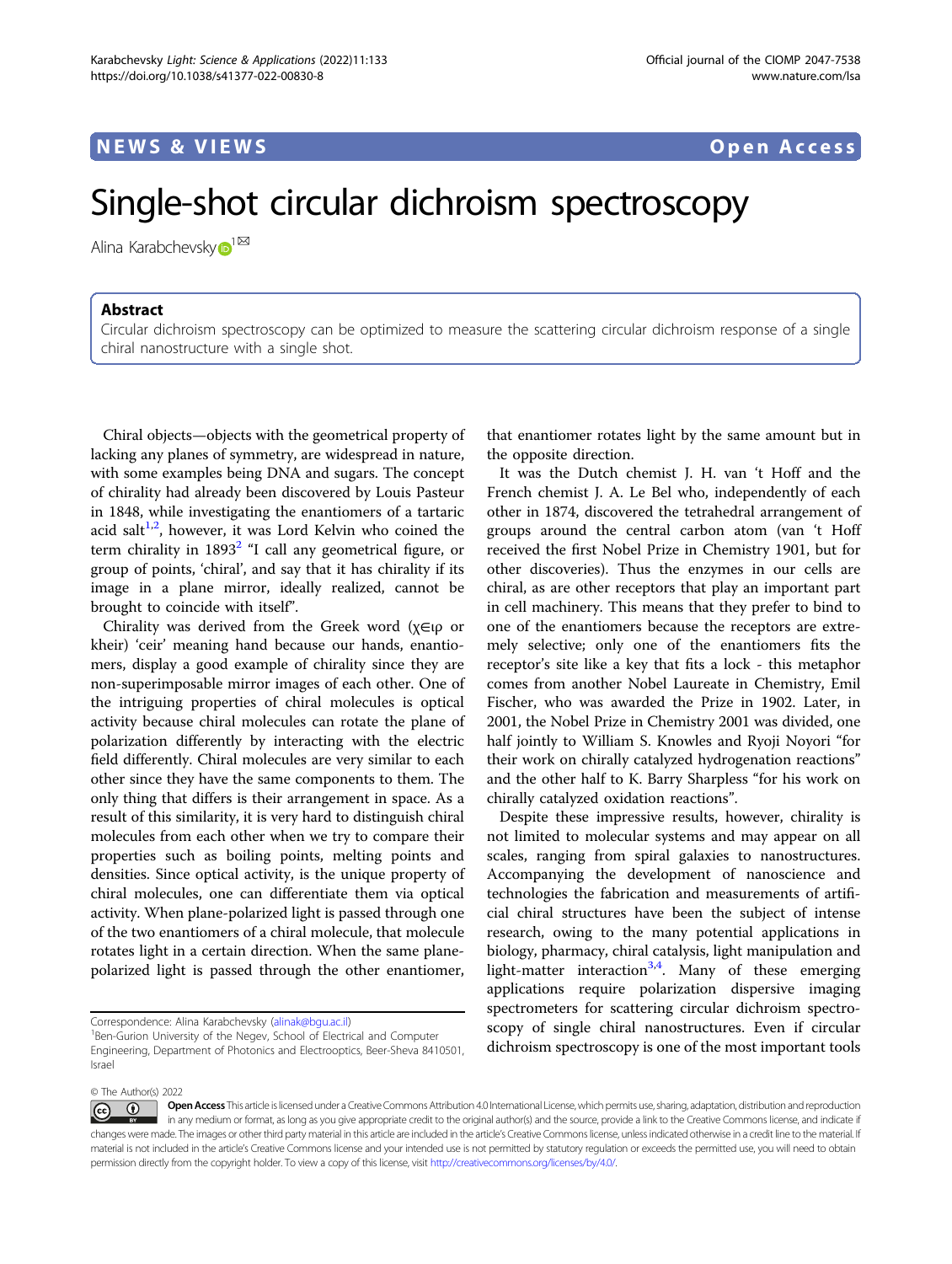NEWS & VIEWS

Open Access

# Single-shot circular dichroism spectroscopy

Alina Karabchevsky[1]

## Abstract

Circular dichroism spectroscopy can be optimized to measure the scattering circular dichroism response of a single chiral nanostructure with a single shot.

Chiral objects—objects with the geometrical property of lacking any planes of symmetry, are widespread in nature, with some examples being DNA and sugars. The concept of chirality had already been discovered by Louis Pasteur in 1848, while investigating the enantiomers of a tartaric acid salt[1,2], however, it was Lord Kelvin who coined the term chirality in 1893[2] "I call any geometrical figure, or group of points, 'chiral', and say that it has chirality if its image in a plane mirror, ideally realized, cannot be brought to coincide with itself".

Chirality was derived from the Greek word (χ∈ιρ or kheir) 'ceir' meaning hand because our hands, enantiomers, display a good example of chirality since they are non-superimposable mirror images of each other. One of the intriguing properties of chiral molecules is optical activity because chiral molecules can rotate the plane of polarization differently by interacting with the electric field differently. Chiral molecules are very similar to each other since they have the same components to them. The only thing that differs is their arrangement in space. As a result of this similarity, it is very hard to distinguish chiral molecules from each other when we try to compare their properties such as boiling points, melting points and densities. Since optical activity, is the unique property of chiral molecules, one can differentiate them via optical activity. When plane-polarized light is passed through one of the two enantiomers of a chiral molecule, that molecule rotates light in a certain direction. When the same plane-polarized light is passed through the other enantiomer, that enantiomer rotates light by the same amount but in the opposite direction.

It was the Dutch chemist J. H. van 't Hoff and the French chemist J. A. Le Bel who, independently of each other in 1874, discovered the tetrahedral arrangement of groups around the central carbon atom (van 't Hoff received the first Nobel Prize in Chemistry 1901, but for other discoveries). Thus the enzymes in our cells are chiral, as are other receptors that play an important part in cell machinery. This means that they prefer to bind to one of the enantiomers because the receptors are extremely selective; only one of the enantiomers fits the receptor's site like a key that fits a lock - this metaphor comes from another Nobel Laureate in Chemistry, Emil Fischer, who was awarded the Prize in 1902. Later, in 2001, the Nobel Prize in Chemistry 2001 was divided, one half jointly to William S. Knowles and Ryoji Noyori "for their work on chirally catalyzed hydrogenation reactions" and the other half to K. Barry Sharpless "for his work on chirally catalyzed oxidation reactions".

Despite these impressive results, however, chirality is not limited to molecular systems and may appear on all scales, ranging from spiral galaxies to nanostructures. Accompanying the development of nanoscience and technologies the fabrication and measurements of artificial chiral structures have been the subject of intense research, owing to the many potential applications in biology, pharmacy, chiral catalysis, light manipulation and light-matter interaction[3,4]. Many of these emerging applications require polarization dispersive imaging spectrometers for scattering circular dichroism spectroscopy of single chiral nanostructures. Even if circular dichroism spectroscopy is one of the most important tools

Correspondence: Alina Karabchevsky (alinak@bgu.ac.il)

[1]Ben-Gurion University of the Negev, School of Electrical and Computer Engineering, Department of Photonics and Electrooptics, Beer-Sheva 8410501, Israel

© The Author(s) 2022

Open Access This article is licensed under a Creative Commons Attribution 4.0 International License, which permits use, sharing, adaptation, distribution and reproduction in any medium or format, as long as you give appropriate credit to the original author(s) and the source, provide a link to the Creative Commons license, and indicate if changes were made. The images or other third party material in this article are included in the article's Creative Commons license, unless indicated otherwise in a credit line to the material. If material is not included in the article's Creative Commons license and your intended use is not permitted by statutory regulation or exceeds the permitted use, you will need to obtain permission directly from the copyright holder. To view a copy of this license, visit http://creativecommons.org/licenses/by/4.0/.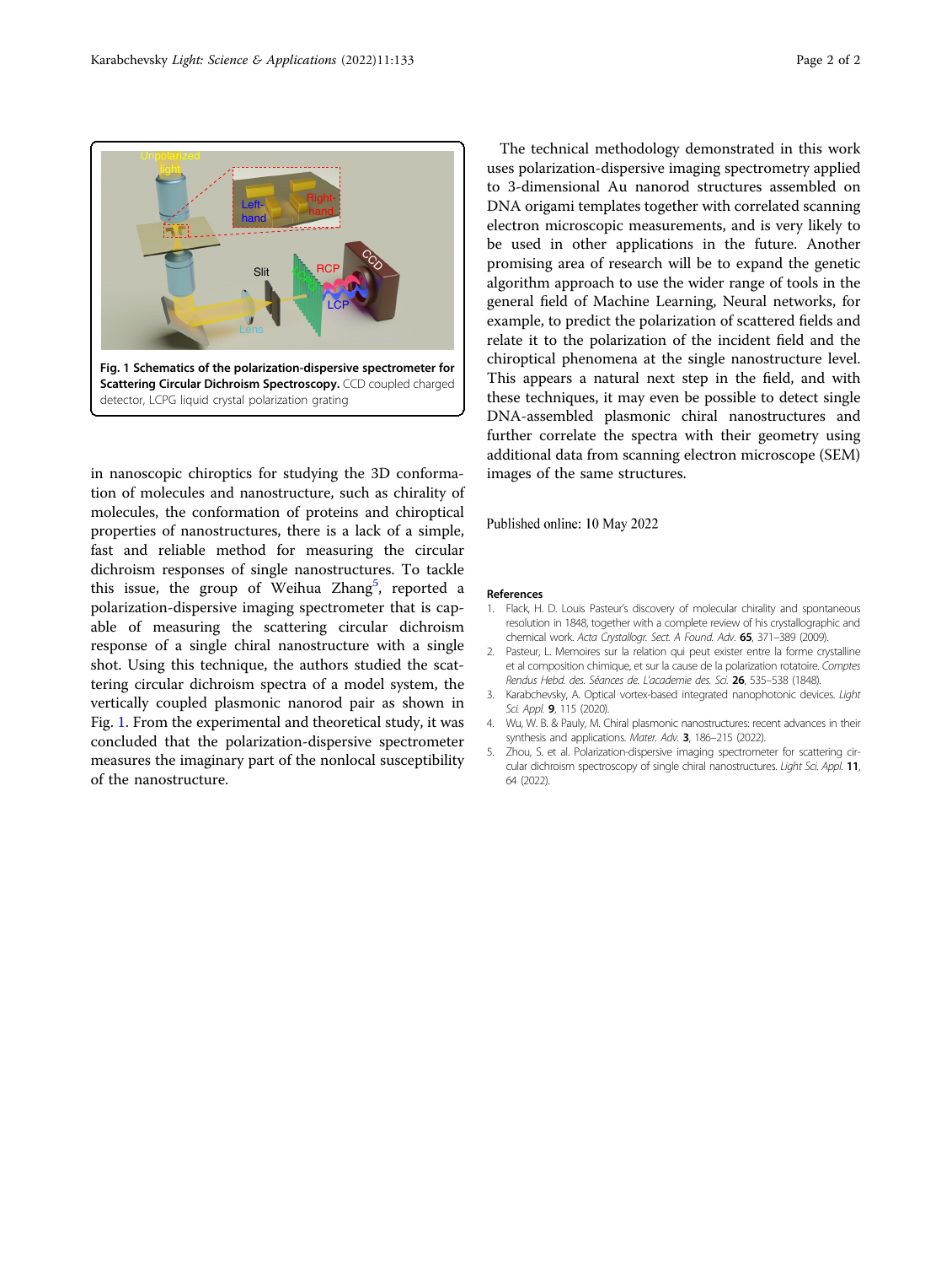**Fig. 1 Schematics of the polarization-dispersive spectrometer for Scattering Circular Dichroism Spectroscopy.** CCD coupled charged detector, LCPG liquid crystal polarization grating

in nanoscopic chiroptics for studying the 3D conformation of molecules and nanostructure, such as chirality of molecules, the conformation of proteins and chiroptical properties of nanostructures, there is a lack of a simple, fast and reliable method for measuring the circular dichroism responses of single nanostructures. To tackle this issue, the group of Weihua Zhang[5], reported a polarization-dispersive imaging spectrometer that is capable of measuring the scattering circular dichroism response of a single chiral nanostructure with a single shot. Using this technique, the authors studied the scattering circular dichroism spectra of a model system, the vertically coupled plasmonic nanorod pair as shown in Fig. 1. From the experimental and theoretical study, it was concluded that the polarization-dispersive spectrometer measures the imaginary part of the nonlocal susceptibility of the nanostructure.

The technical methodology demonstrated in this work uses polarization-dispersive imaging spectrometry applied to 3-dimensional Au nanorod structures assembled on DNA origami templates together with correlated scanning electron microscopic measurements, and is very likely to be used in other applications in the future. Another promising area of research will be to expand the genetic algorithm approach to use the wider range of tools in the general field of Machine Learning, Neural networks, for example, to predict the polarization of scattered fields and relate it to the polarization of the incident field and the chiroptical phenomena at the single nanostructure level. This appears a natural next step in the field, and with these techniques, it may even be possible to detect single DNA-assembled plasmonic chiral nanostructures and further correlate the spectra with their geometry using additional data from scanning electron microscope (SEM) images of the same structures.

Published online: 10 May 2022

## References

1. Flack, H. D. Louis Pasteur's discovery of molecular chirality and spontaneous resolution in 1848, together with a complete review of his crystallographic and chemical work. *Acta Crystallogr. Sect. A Found. Adv.* **65**, 371–389 (2009).
2. Pasteur, L. Memoires sur la relation qui peut exister entre la forme crystalline et al composition chimique, et sur la cause de la polarization rotatoire. *Comptes Rendus Hebd. des. Séances de. L'academie des. Sci.* **26**, 535–538 (1848).
3. Karabchevsky, A. Optical vortex-based integrated nanophotonic devices. *Light Sci. Appl.* **9**, 115 (2020).
4. Wu, W. B. & Pauly, M. Chiral plasmonic nanostructures: recent advances in their synthesis and applications. *Mater. Adv.* **3**, 186–215 (2022).
5. Zhou, S. et al. Polarization-dispersive imaging spectrometer for scattering circular dichroism spectroscopy of single chiral nanostructures. *Light Sci. Appl.* **11**, 64 (2022).